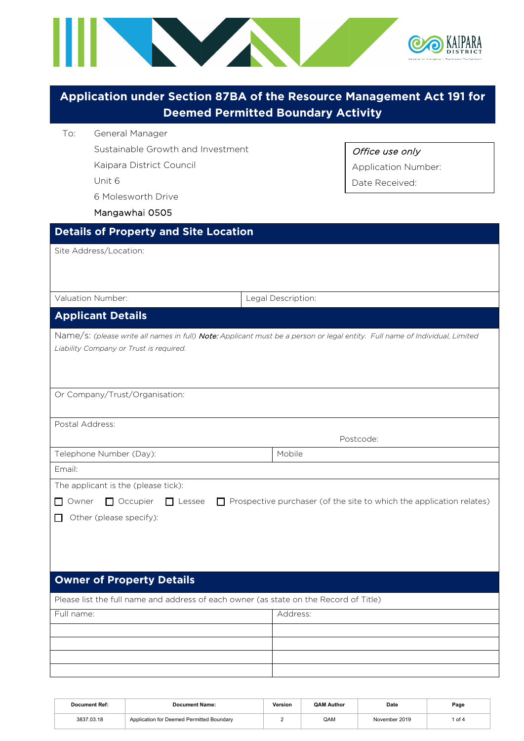# Application under Section 87BA of the Resource Management Act 191 for Deemed Permitted Boundary Activity

To: General Manager
Sustainable Growth and Investment
Kaipara District Council
Unit 6
6 Molesworth Drive
Mangawhai 0505

| *Office use only* |
|---|
| Application Number: |
| Date Received: |

## Details of Property and Site Location

| Site Address/Location: | |
|---|---|
| Valuation Number: | Legal Description: |

## Applicant Details

Name/s: *(please write all names in full)* ***Note:*** *Applicant must be a person or legal entity. Full name of Individual, Limited Liability Company or Trust is required.*

Or Company/Trust/Organisation:

Postal Address:

Postcode:

| Telephone Number (Day): | Mobile |
|---|---|

Email:

The applicant is the (please tick):

☐ Owner ☐ Occupier ☐ Lessee ☐ Prospective purchaser (of the site to which the application relates)

☐ Other (please specify):

## Owner of Property Details

Please list the full name and address of each owner (as state on the Record of Title)

| Full name: | Address: |
|---|---|
| | |
| | |
| | |
| | |

| Document Ref: | Document Name: | Version | QAM Author | Date |
|---|---|---|---|---|
| 3837.03.18 | Application for Deemed Permitted Boundary | 2 | QAM | November 2019 |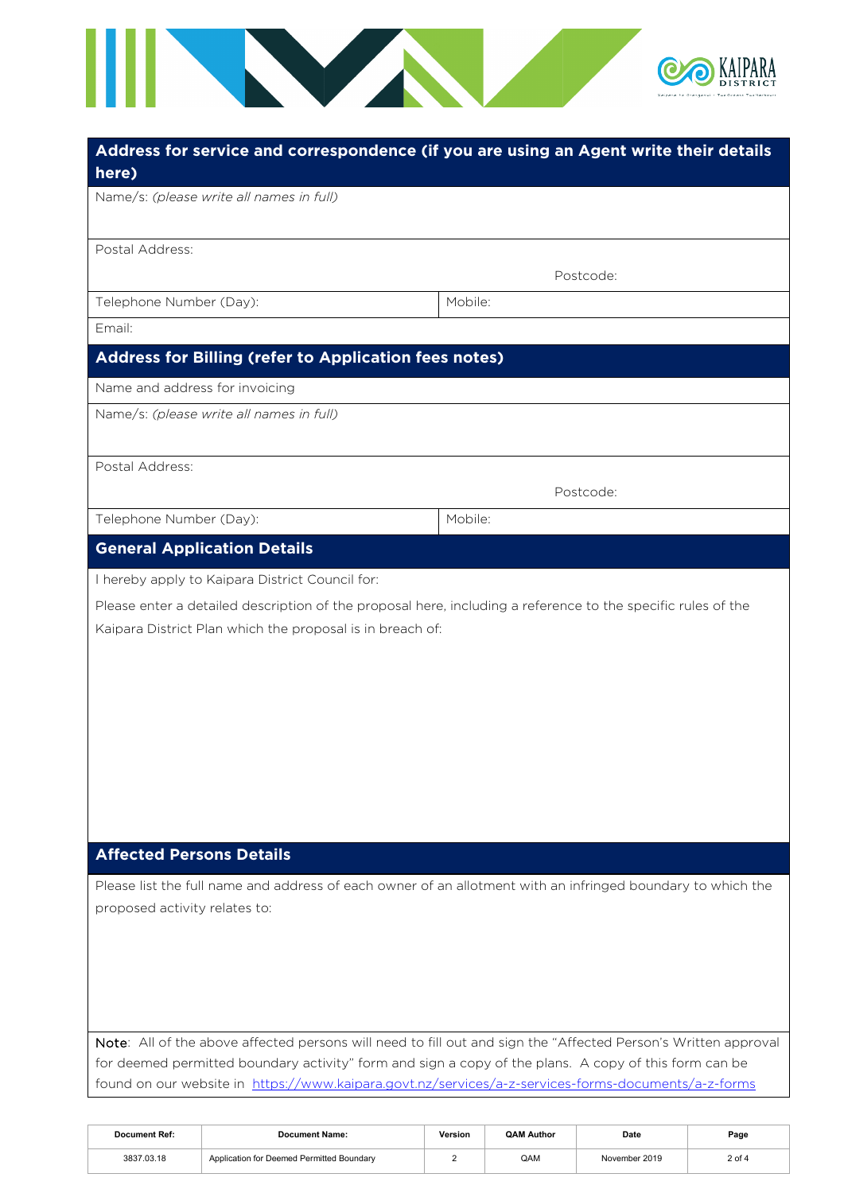## Address for service and correspondence (if you are using an Agent write their details here)

Name/s: *(please write all names in full)*

Postal Address:

Postcode:

| Telephone Number (Day): | Mobile: |
|---|---|

Email:

## Address for Billing (refer to Application fees notes)

Name and address for invoicing

Name/s: *(please write all names in full)*

Postal Address:

Postcode:

| Telephone Number (Day): | Mobile: |
|---|---|

## General Application Details

I hereby apply to Kaipara District Council for:

Please enter a detailed description of the proposal here, including a reference to the specific rules of the Kaipara District Plan which the proposal is in breach of:

## Affected Persons Details

Please list the full name and address of each owner of an allotment with an infringed boundary to which the proposed activity relates to:

Note: All of the above affected persons will need to fill out and sign the "Affected Person's Written approval for deemed permitted boundary activity" form and sign a copy of the plans. A copy of this form can be found on our website in [https://www.kaipara.govt.nz/services/a-z-services-forms-documents/a-z-forms](https://www.kaipara.govt.nz/services/a-z-services-forms-documents/a-z-forms)

| Document Ref: | Document Name: | Version | QAM Author | Date |
|---|---|---|---|---|
| 3837.03.18 | Application for Deemed Permitted Boundary | 2 | QAM | November 2019 |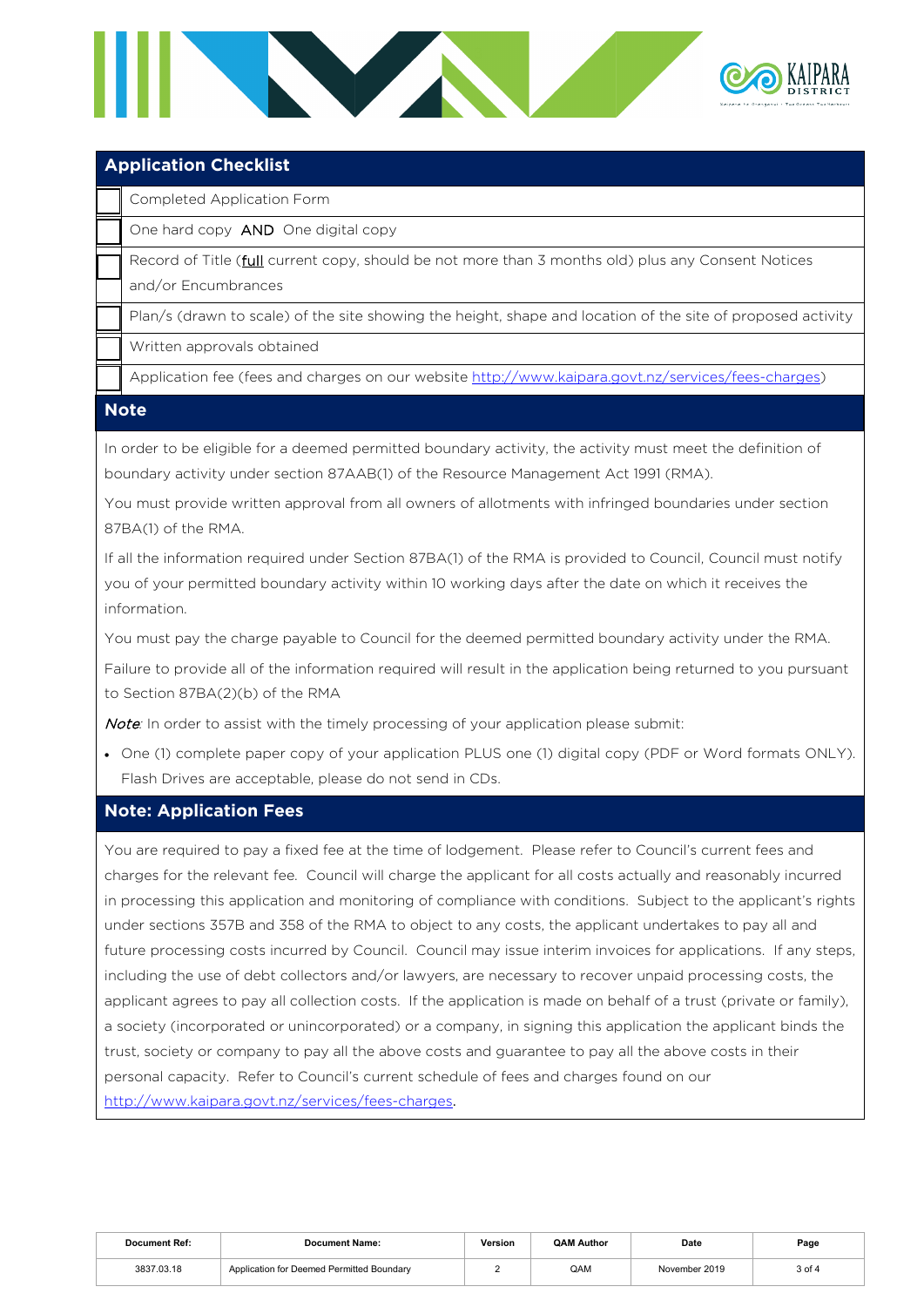## Application Checklist

| | |
|---|---|
| ☐ | Completed Application Form |
| ☐ | One hard copy **AND** One digital copy |
| ☐ | Record of Title (<u>full</u> current copy, should be not more than 3 months old) plus any Consent Notices and/or Encumbrances |
| ☐ | Plan/s (drawn to scale) of the site showing the height, shape and location of the site of proposed activity |
| ☐ | Written approvals obtained |
| ☐ | Application fee (fees and charges on our website http://www.kaipara.govt.nz/services/fees-charges) |

## Note

In order to be eligible for a deemed permitted boundary activity, the activity must meet the definition of boundary activity under section 87AAB(1) of the Resource Management Act 1991 (RMA).

You must provide written approval from all owners of allotments with infringed boundaries under section 87BA(1) of the RMA.

If all the information required under Section 87BA(1) of the RMA is provided to Council, Council must notify you of your permitted boundary activity within 10 working days after the date on which it receives the information.

You must pay the charge payable to Council for the deemed permitted boundary activity under the RMA.

Failure to provide all of the information required will result in the application being returned to you pursuant to Section 87BA(2)(b) of the RMA

*Note*: In order to assist with the timely processing of your application please submit:

- One (1) complete paper copy of your application PLUS one (1) digital copy (PDF or Word formats ONLY). Flash Drives are acceptable, please do not send in CDs.

## Note: Application Fees

You are required to pay a fixed fee at the time of lodgement. Please refer to Council's current fees and charges for the relevant fee. Council will charge the applicant for all costs actually and reasonably incurred in processing this application and monitoring of compliance with conditions. Subject to the applicant's rights under sections 357B and 358 of the RMA to object to any costs, the applicant undertakes to pay all and future processing costs incurred by Council. Council may issue interim invoices for applications. If any steps, including the use of debt collectors and/or lawyers, are necessary to recover unpaid processing costs, the applicant agrees to pay all collection costs. If the application is made on behalf of a trust (private or family), a society (incorporated or unincorporated) or a company, in signing this application the applicant binds the trust, society or company to pay all the above costs and guarantee to pay all the above costs in their personal capacity. Refer to Council's current schedule of fees and charges found on our http://www.kaipara.govt.nz/services/fees-charges.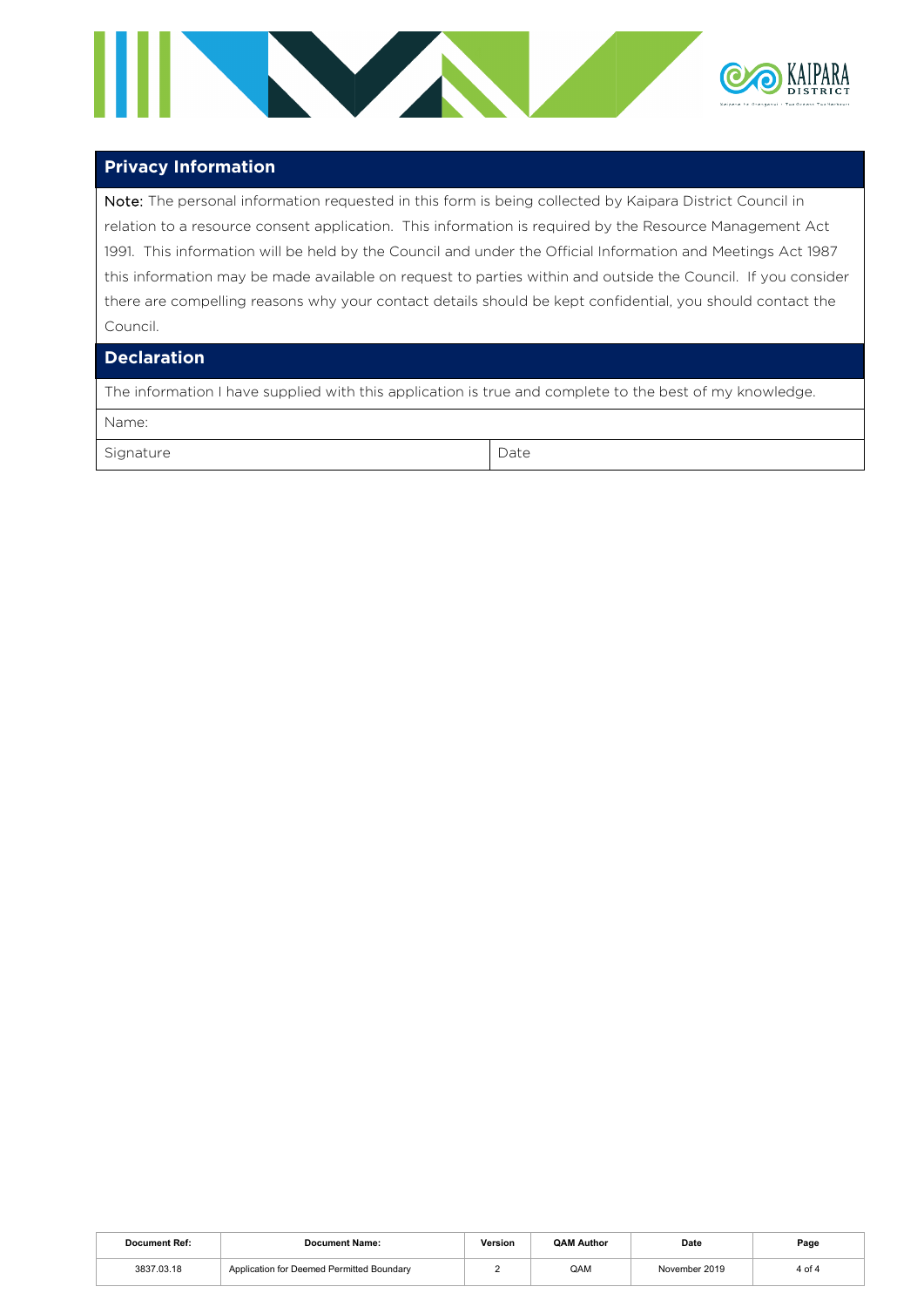## Privacy Information

**Note:** The personal information requested in this form is being collected by Kaipara District Council in relation to a resource consent application. This information is required by the Resource Management Act 1991. This information will be held by the Council and under the Official Information and Meetings Act 1987 this information may be made available on request to parties within and outside the Council. If you consider there are compelling reasons why your contact details should be kept confidential, you should contact the Council.

## Declaration

The information I have supplied with this application is true and complete to the best of my knowledge.

| | |
|---|---|
| Name: | |
| Signature | Date |

| Document Ref: | Document Name: | Version | QAM Author | Date |
|---|---|---|---|---|
| 3837.03.18 | Application for Deemed Permitted Boundary | 2 | QAM | November 2019 |